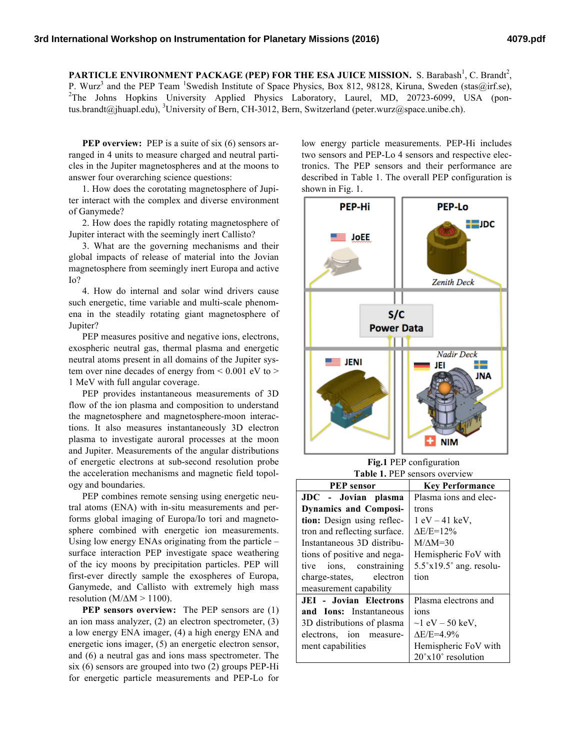**PARTICLE ENVIRONMENT PACKAGE (PEP) FOR THE ESA JUICE MISSION.** S. Barabash[1], C. Brandt[2], P. Wurz[3] and the PEP Team [1]Swedish Institute of Space Physics, Box 812, 98128, Kiruna, Sweden (stas@irf.se), [2]The Johns Hopkins University Applied Physics Laboratory, Laurel, MD, 20723-6099, USA (pontus.brandt@jhuapl.edu), [3]University of Bern, CH-3012, Bern, Switzerland (peter.wurz@space.unibe.ch).

**PEP overview:** PEP is a suite of six (6) sensors arranged in 4 units to measure charged and neutral particles in the Jupiter magnetospheres and at the moons to answer four overarching science questions:

1. How does the corotating magnetosphere of Jupiter interact with the complex and diverse environment of Ganymede?
2. How does the rapidly rotating magnetosphere of Jupiter interact with the seemingly inert Callisto?
3. What are the governing mechanisms and their global impacts of release of material into the Jovian magnetosphere from seemingly inert Europa and active Io?
4. How do internal and solar wind drivers cause such energetic, time variable and multi-scale phenomena in the steadily rotating giant magnetosphere of Jupiter?

PEP measures positive and negative ions, electrons, exospheric neutral gas, thermal plasma and energetic neutral atoms present in all domains of the Jupiter system over nine decades of energy from < 0.001 eV to > 1 MeV with full angular coverage.

PEP provides instantaneous measurements of 3D flow of the ion plasma and composition to understand the magnetosphere and magnetosphere-moon interactions. It also measures instantaneously 3D electron plasma to investigate auroral processes at the moon and Jupiter. Measurements of the angular distributions of energetic electrons at sub-second resolution probe the acceleration mechanisms and magnetic field topology and boundaries.

PEP combines remote sensing using energetic neutral atoms (ENA) with in-situ measurements and performs global imaging of Europa/Io tori and magnetosphere combined with energetic ion measurements. Using low energy ENAs originating from the particle – surface interaction PEP investigate space weathering of the icy moons by precipitation particles. PEP will first-ever directly sample the exospheres of Europa, Ganymede, and Callisto with extremely high mass resolution (M/ΔM > 1100).

**PEP sensors overview:** The PEP sensors are (1) an ion mass analyzer, (2) an electron spectrometer, (3) a low energy ENA imager, (4) a high energy ENA and energetic ions imager, (5) an energetic electron sensor, and (6) a neutral gas and ions mass spectrometer. The six (6) sensors are grouped into two (2) groups PEP-Hi for energetic particle measurements and PEP-Lo for low energy particle measurements. PEP-Hi includes two sensors and PEP-Lo 4 sensors and respective electronics. The PEP sensors and their performance are described in Table 1. The overall PEP configuration is shown in Fig. 1.

**Fig.1** PEP configuration

**Table 1.** PEP sensors overview

| PEP sensor | Key Performance |
|---|---|
| **JDC - Jovian plasma Dynamics and Composition:** Design using reflectron and reflecting surface. Instantaneous 3D distributions of positive and negative ions, constraining charge-states, electron measurement capability | Plasma ions and electrons<br>1 eV – 41 keV,<br>ΔE/E=12%<br>M/ΔM=30<br>Hemispheric FoV with 5.5˚x19.5˚ ang. resolution |
| **JEI - Jovian Electrons and Ions:** Instantaneous 3D distributions of plasma electrons, ion measurement capabilities | Plasma electrons and ions<br>~1 eV – 50 keV,<br>ΔE/E=4.9%<br>Hemispheric FoV with 20˚x10˚ resolution |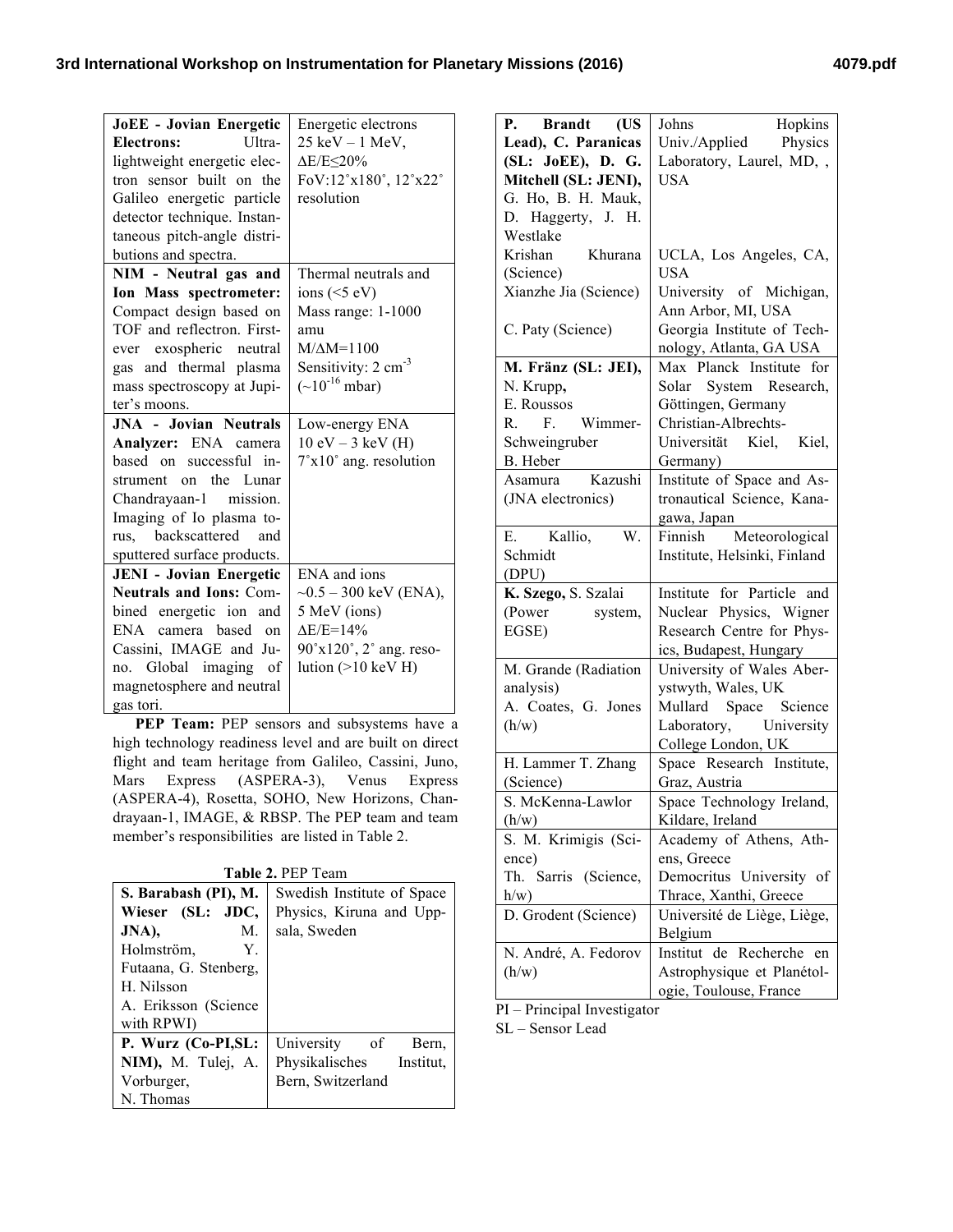| | |
|---|---|
| **JoEE - Jovian Energetic Electrons:** Ultra-lightweight energetic electron sensor built on the Galileo energetic particle detector technique. Instantaneous pitch-angle distributions and spectra. | Energetic electrons<br>25 keV – 1 MeV,<br>ΔE/E≤20%<br>FoV:12˚x180˚, 12˚x22˚ resolution |
| **NIM - Neutral gas and Ion Mass spectrometer:** Compact design based on TOF and reflectron. First-ever exospheric neutral gas and thermal plasma mass spectroscopy at Jupiter's moons. | Thermal neutrals and ions (<5 eV)<br>Mass range: 1-1000 amu<br>M/ΔM=1100<br>Sensitivity: 2 $cm^{-3}$ (~$10^{-16}$ mbar) |
| **JNA - Jovian Neutrals Analyzer:** ENA camera based on successful instrument on the Lunar Chandrayaan-1 mission. Imaging of Io plasma torus, backscattered and sputtered surface products. | Low-energy ENA<br>10 eV – 3 keV (H)<br>7˚x10˚ ang. resolution |
| **JENI - Jovian Energetic Neutrals and Ions:** Combined energetic ion and ENA camera based on Cassini, IMAGE and Juno. Global imaging of magnetosphere and neutral gas tori. | ENA and ions<br>~0.5 – 300 keV (ENA),<br>5 MeV (ions)<br>ΔE/E=14%<br>90˚x120˚, 2˚ ang. resolution (>10 keV H) |

**PEP Team:** PEP sensors and subsystems have a high technology readiness level and are built on direct flight and team heritage from Galileo, Cassini, Juno, Mars Express (ASPERA-3), Venus Express (ASPERA-4), Rosetta, SOHO, New Horizons, Chandrayaan-1, IMAGE, & RBSP. The PEP team and team member's responsibilities are listed in Table 2.

**Table 2.** PEP Team

| | |
|---|---|
| **S. Barabash (PI), M. Wieser (SL: JDC, JNA),** M. Holmström, Y. Futaana, G. Stenberg, H. Nilsson<br>A. Eriksson (Science with RPWI) | Swedish Institute of Space Physics, Kiruna and Uppsala, Sweden |
| **P. Wurz (Co-PI,SL: NIM),** M. Tulej, A. Vorburger,<br>N. Thomas | University of Bern, Physikalisches Institut, Bern, Switzerland |
| **P. Brandt (US Lead), C. Paranicas (SL: JoEE), D. G. Mitchell (SL: JENI),** G. Ho, B. H. Mauk, D. Haggerty, J. H. Westlake | Johns Hopkins Univ./Applied Physics Laboratory, Laurel, MD, , USA |
| Krishan Khurana (Science) | UCLA, Los Angeles, CA, USA |
| Xianzhe Jia (Science) | University of Michigan, Ann Arbor, MI, USA |
| C. Paty (Science) | Georgia Institute of Technology, Atlanta, GA USA |
| **M. Fränz (SL: JEI),** N. Krupp,<br>E. Roussos | Max Planck Institute for Solar System Research, Göttingen, Germany |
| R. F. Wimmer-Schweingruber<br>B. Heber | Christian-Albrechts-Universität Kiel, Kiel, Germany) |
| Asamura Kazushi (JNA electronics) | Institute of Space and Astronautical Science, Kanagawa, Japan |
| E. Kallio, W. Schmidt<br>(DPU) | Finnish Meteorological Institute, Helsinki, Finland |
| **K. Szego,** S. Szalai (Power system, EGSE) | Institute for Particle and Nuclear Physics, Wigner Research Centre for Physics, Budapest, Hungary |
| M. Grande (Radiation analysis) | University of Wales Aberystwyth, Wales, UK |
| A. Coates, G. Jones (h/w) | Mullard Space Science Laboratory, University College London, UK |
| H. Lammer T. Zhang (Science) | Space Research Institute, Graz, Austria |
| S. McKenna-Lawlor (h/w) | Space Technology Ireland, Kildare, Ireland |
| S. M. Krimigis (Science) | Academy of Athens, Athens, Greece |
| Th. Sarris (Science, h/w) | Democritus University of Thrace, Xanthi, Greece |
| D. Grodent (Science) | Université de Liège, Liège, Belgium |
| N. André, A. Fedorov (h/w) | Institut de Recherche en Astrophysique et Planétologie, Toulouse, France |

PI – Principal Investigator
SL – Sensor Lead